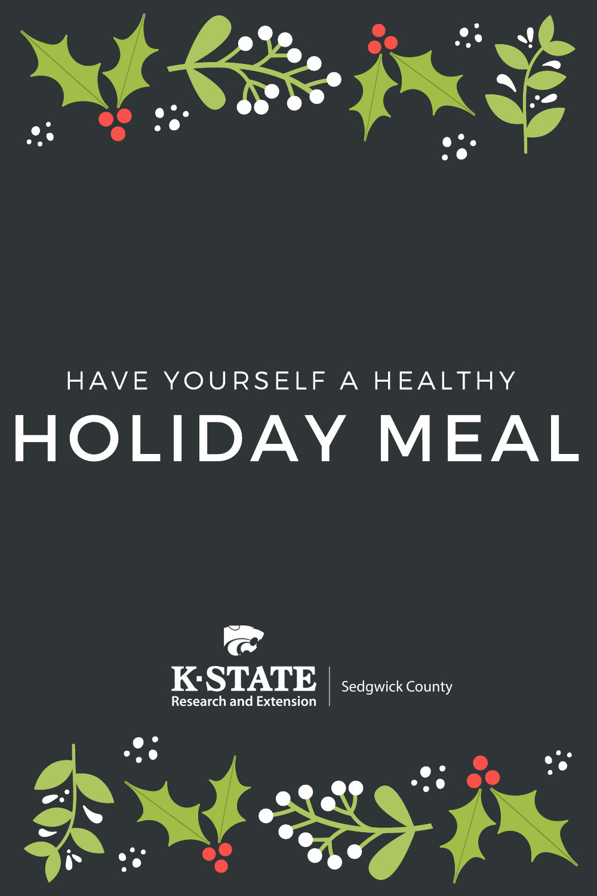HAVE YOURSELF A HEALTHY

# HOLIDAY MEAL

K·STATE
Research and Extension | Sedgwick County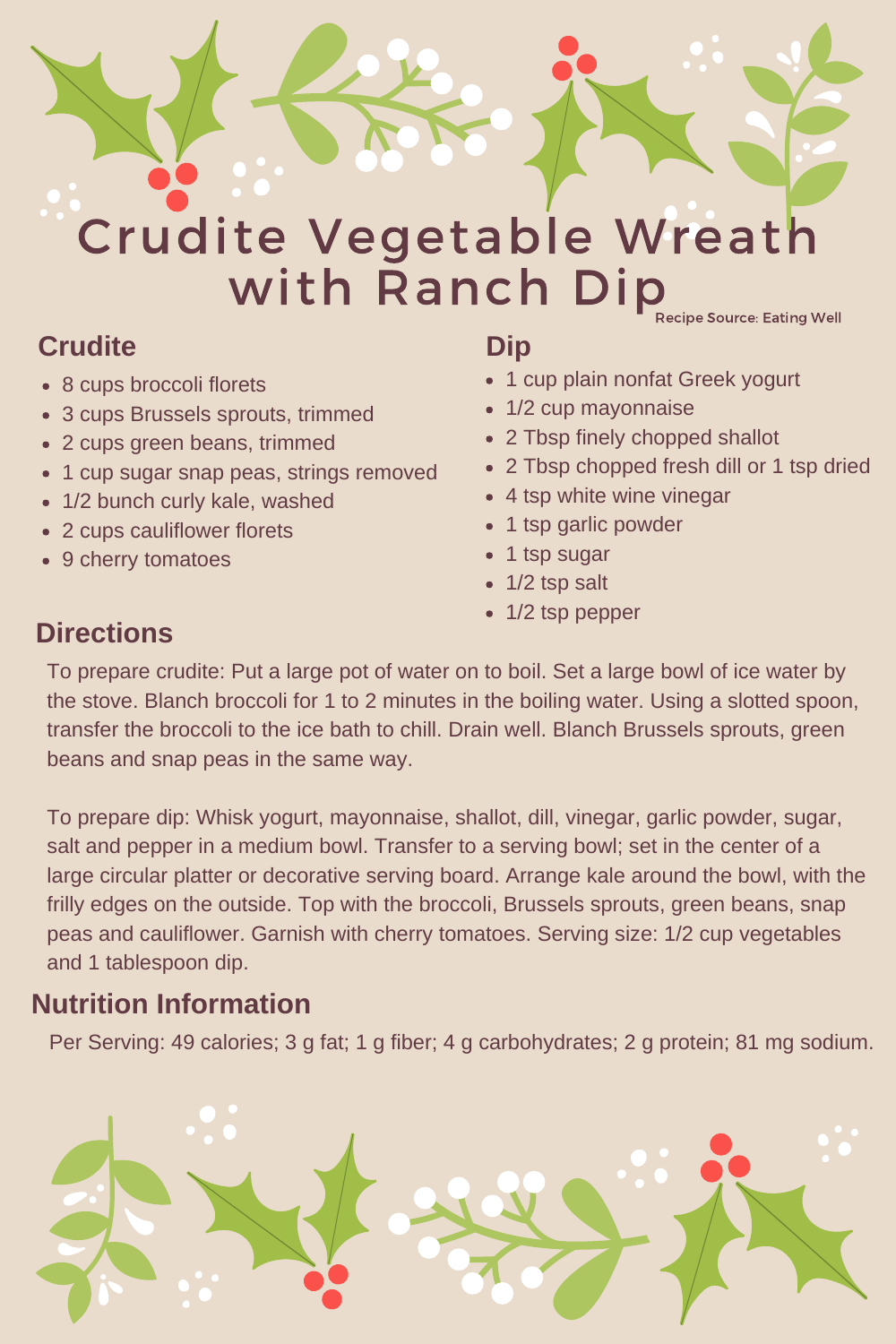# Crudite Vegetable Wreath with Ranch Dip

Recipe Source: Eating Well

## Crudite

- 8 cups broccoli florets
- 3 cups Brussels sprouts, trimmed
- 2 cups green beans, trimmed
- 1 cup sugar snap peas, strings removed
- 1/2 bunch curly kale, washed
- 2 cups cauliflower florets
- 9 cherry tomatoes

## Dip

- 1 cup plain nonfat Greek yogurt
- 1/2 cup mayonnaise
- 2 Tbsp finely chopped shallot
- 2 Tbsp chopped fresh dill or 1 tsp dried
- 4 tsp white wine vinegar
- 1 tsp garlic powder
- 1 tsp sugar
- 1/2 tsp salt
- 1/2 tsp pepper

## Directions

To prepare crudite: Put a large pot of water on to boil. Set a large bowl of ice water by the stove. Blanch broccoli for 1 to 2 minutes in the boiling water. Using a slotted spoon, transfer the broccoli to the ice bath to chill. Drain well. Blanch Brussels sprouts, green beans and snap peas in the same way.

To prepare dip: Whisk yogurt, mayonnaise, shallot, dill, vinegar, garlic powder, sugar, salt and pepper in a medium bowl. Transfer to a serving bowl; set in the center of a large circular platter or decorative serving board. Arrange kale around the bowl, with the frilly edges on the outside. Top with the broccoli, Brussels sprouts, green beans, snap peas and cauliflower. Garnish with cherry tomatoes. Serving size: 1/2 cup vegetables and 1 tablespoon dip.

## Nutrition Information

Per Serving: 49 calories; 3 g fat; 1 g fiber; 4 g carbohydrates; 2 g protein; 81 mg sodium.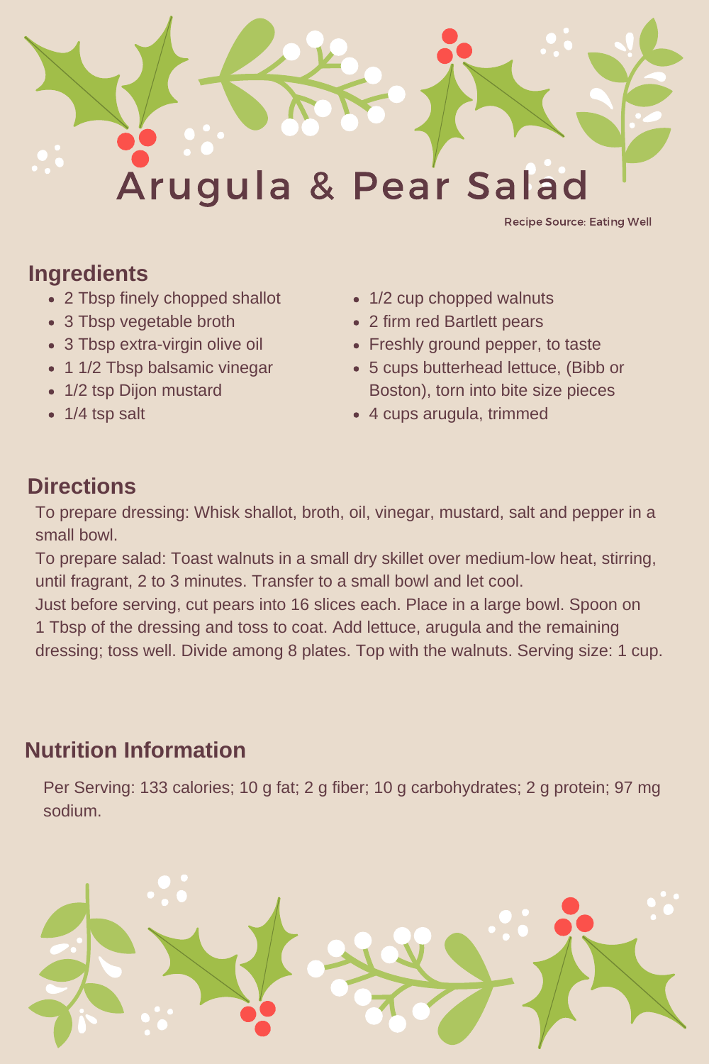# Arugula & Pear Salad

Recipe Source: Eating Well

## Ingredients

- 2 Tbsp finely chopped shallot
- 3 Tbsp vegetable broth
- 3 Tbsp extra-virgin olive oil
- 1 1/2 Tbsp balsamic vinegar
- 1/2 tsp Dijon mustard
- 1/4 tsp salt
- 1/2 cup chopped walnuts
- 2 firm red Bartlett pears
- Freshly ground pepper, to taste
- 5 cups butterhead lettuce, (Bibb or Boston), torn into bite size pieces
- 4 cups arugula, trimmed

## Directions

To prepare dressing: Whisk shallot, broth, oil, vinegar, mustard, salt and pepper in a small bowl.

To prepare salad: Toast walnuts in a small dry skillet over medium-low heat, stirring, until fragrant, 2 to 3 minutes. Transfer to a small bowl and let cool.

Just before serving, cut pears into 16 slices each. Place in a large bowl. Spoon on 1 Tbsp of the dressing and toss to coat. Add lettuce, arugula and the remaining dressing; toss well. Divide among 8 plates. Top with the walnuts. Serving size: 1 cup.

## Nutrition Information

Per Serving: 133 calories; 10 g fat; 2 g fiber; 10 g carbohydrates; 2 g protein; 97 mg sodium.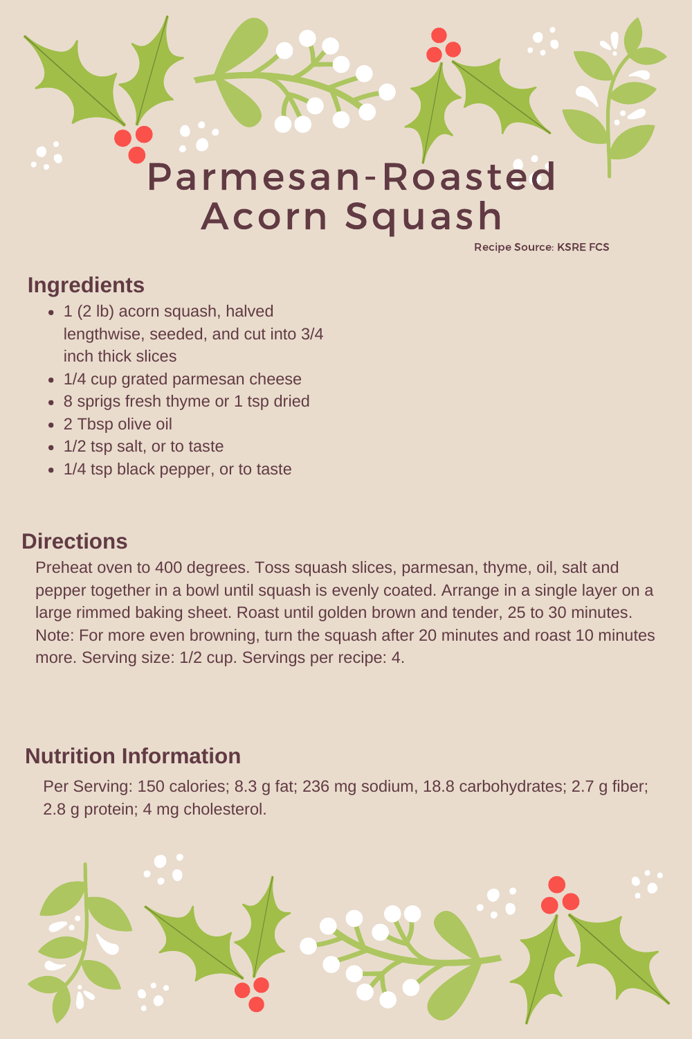# Parmesan-Roasted Acorn Squash

Recipe Source: KSRE FCS

## Ingredients

- 1 (2 lb) acorn squash, halved lengthwise, seeded, and cut into 3/4 inch thick slices
- 1/4 cup grated parmesan cheese
- 8 sprigs fresh thyme or 1 tsp dried
- 2 Tbsp olive oil
- 1/2 tsp salt, or to taste
- 1/4 tsp black pepper, or to taste

## Directions

Preheat oven to 400 degrees. Toss squash slices, parmesan, thyme, oil, salt and pepper together in a bowl until squash is evenly coated. Arrange in a single layer on a large rimmed baking sheet. Roast until golden brown and tender, 25 to 30 minutes. Note: For more even browning, turn the squash after 20 minutes and roast 10 minutes more. Serving size: 1/2 cup. Servings per recipe: 4.

## Nutrition Information

Per Serving: 150 calories; 8.3 g fat; 236 mg sodium, 18.8 carbohydrates; 2.7 g fiber; 2.8 g protein; 4 mg cholesterol.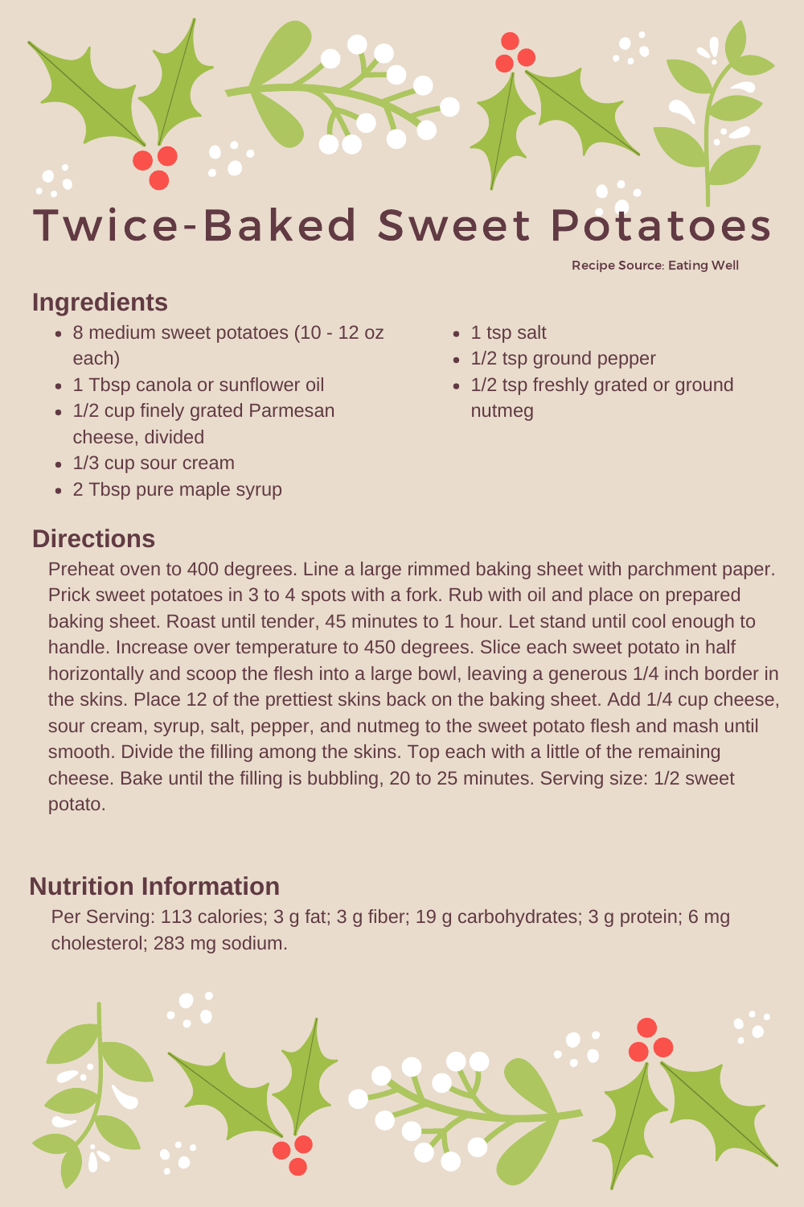# Twice-Baked Sweet Potatoes

Recipe Source: Eating Well

## Ingredients

- 8 medium sweet potatoes (10 - 12 oz each)
- 1 Tbsp canola or sunflower oil
- 1/2 cup finely grated Parmesan cheese, divided
- 1/3 cup sour cream
- 2 Tbsp pure maple syrup
- 1 tsp salt
- 1/2 tsp ground pepper
- 1/2 tsp freshly grated or ground nutmeg

## Directions

Preheat oven to 400 degrees. Line a large rimmed baking sheet with parchment paper. Prick sweet potatoes in 3 to 4 spots with a fork. Rub with oil and place on prepared baking sheet. Roast until tender, 45 minutes to 1 hour. Let stand until cool enough to handle. Increase over temperature to 450 degrees. Slice each sweet potato in half horizontally and scoop the flesh into a large bowl, leaving a generous 1/4 inch border in the skins. Place 12 of the prettiest skins back on the baking sheet. Add 1/4 cup cheese, sour cream, syrup, salt, pepper, and nutmeg to the sweet potato flesh and mash until smooth. Divide the filling among the skins. Top each with a little of the remaining cheese. Bake until the filling is bubbling, 20 to 25 minutes. Serving size: 1/2 sweet potato.

## Nutrition Information

Per Serving: 113 calories; 3 g fat; 3 g fiber; 19 g carbohydrates; 3 g protein; 6 mg cholesterol; 283 mg sodium.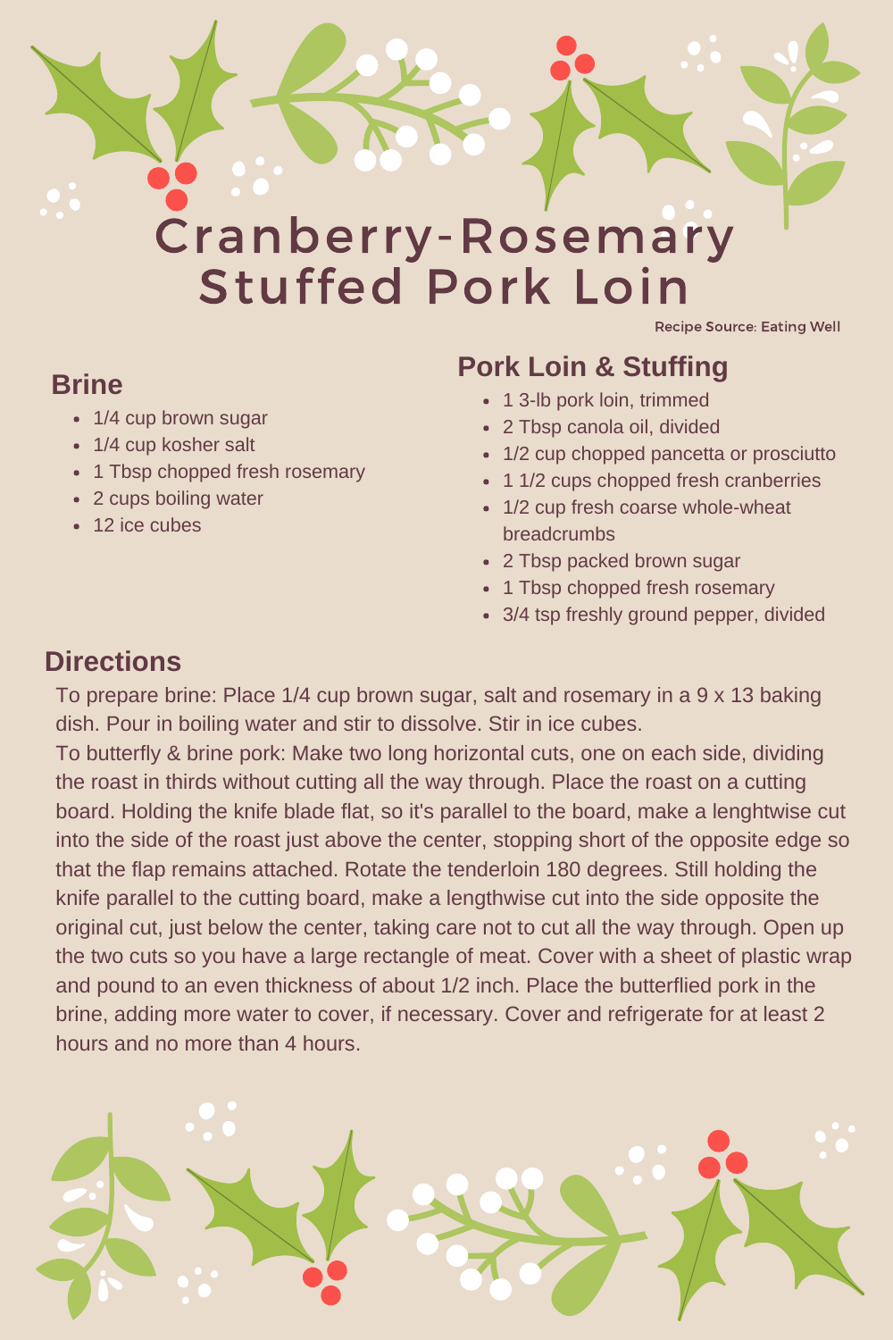# Cranberry-Rosemary Stuffed Pork Loin

Recipe Source: Eating Well

## Brine

- 1/4 cup brown sugar
- 1/4 cup kosher salt
- 1 Tbsp chopped fresh rosemary
- 2 cups boiling water
- 12 ice cubes

## Pork Loin & Stuffing

- 1 3-lb pork loin, trimmed
- 2 Tbsp canola oil, divided
- 1/2 cup chopped pancetta or prosciutto
- 1 1/2 cups chopped fresh cranberries
- 1/2 cup fresh coarse whole-wheat breadcrumbs
- 2 Tbsp packed brown sugar
- 1 Tbsp chopped fresh rosemary
- 3/4 tsp freshly ground pepper, divided

## Directions

To prepare brine: Place 1/4 cup brown sugar, salt and rosemary in a 9 x 13 baking dish. Pour in boiling water and stir to dissolve. Stir in ice cubes.

To butterfly & brine pork: Make two long horizontal cuts, one on each side, dividing the roast in thirds without cutting all the way through. Place the roast on a cutting board. Holding the knife blade flat, so it's parallel to the board, make a lenghtwise cut into the side of the roast just above the center, stopping short of the opposite edge so that the flap remains attached. Rotate the tenderloin 180 degrees. Still holding the knife parallel to the cutting board, make a lengthwise cut into the side opposite the original cut, just below the center, taking care not to cut all the way through. Open up the two cuts so you have a large rectangle of meat. Cover with a sheet of plastic wrap and pound to an even thickness of about 1/2 inch. Place the butterflied pork in the brine, adding more water to cover, if necessary. Cover and refrigerate for at least 2 hours and no more than 4 hours.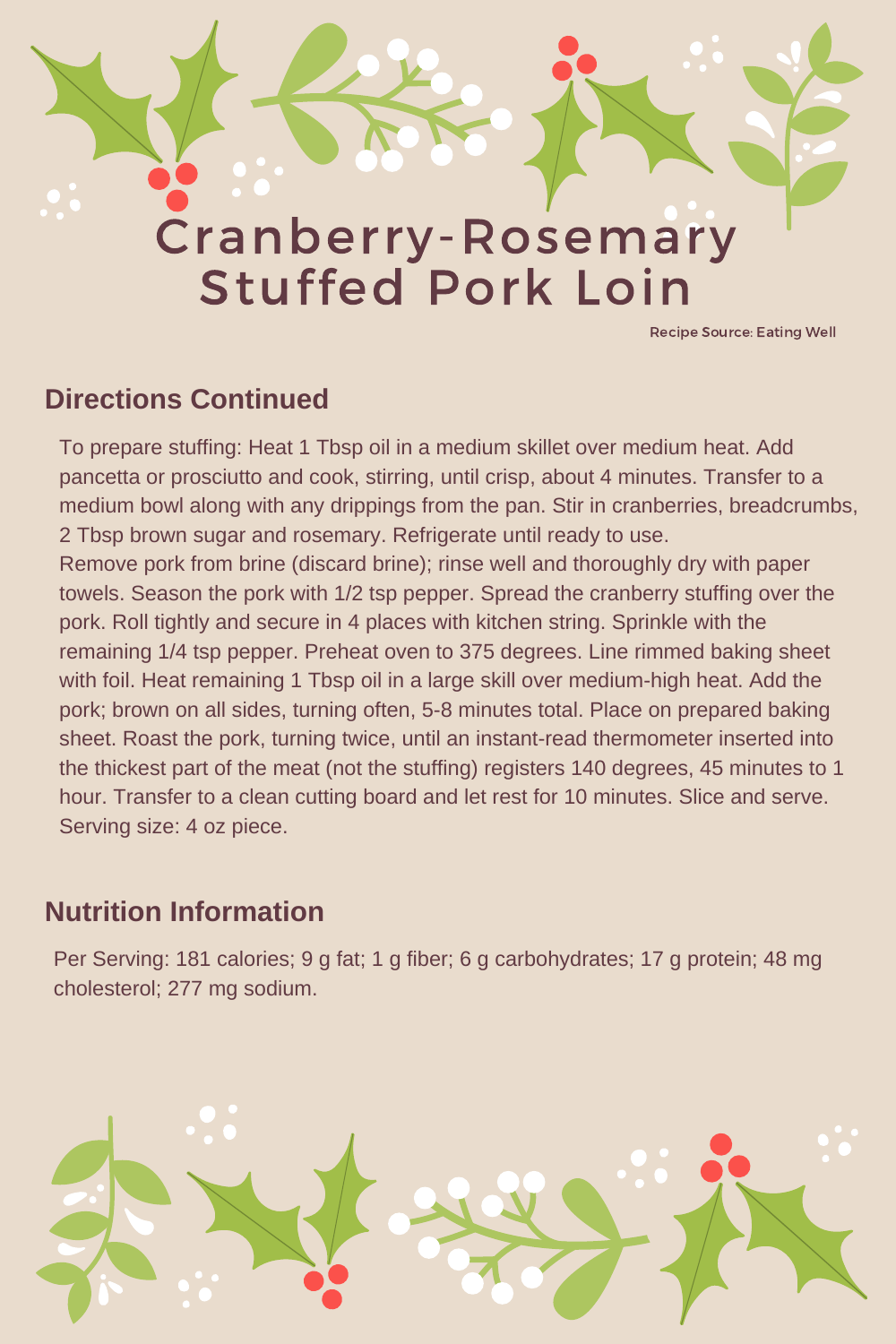# Cranberry-Rosemary Stuffed Pork Loin

Recipe Source: Eating Well

## Directions Continued

To prepare stuffing: Heat 1 Tbsp oil in a medium skillet over medium heat. Add pancetta or prosciutto and cook, stirring, until crisp, about 4 minutes. Transfer to a medium bowl along with any drippings from the pan. Stir in cranberries, breadcrumbs, 2 Tbsp brown sugar and rosemary. Refrigerate until ready to use.
Remove pork from brine (discard brine); rinse well and thoroughly dry with paper towels. Season the pork with 1/2 tsp pepper. Spread the cranberry stuffing over the pork. Roll tightly and secure in 4 places with kitchen string. Sprinkle with the remaining 1/4 tsp pepper. Preheat oven to 375 degrees. Line rimmed baking sheet with foil. Heat remaining 1 Tbsp oil in a large skill over medium-high heat. Add the pork; brown on all sides, turning often, 5-8 minutes total. Place on prepared baking sheet. Roast the pork, turning twice, until an instant-read thermometer inserted into the thickest part of the meat (not the stuffing) registers 140 degrees, 45 minutes to 1 hour. Transfer to a clean cutting board and let rest for 10 minutes. Slice and serve. Serving size: 4 oz piece.

## Nutrition Information

Per Serving: 181 calories; 9 g fat; 1 g fiber; 6 g carbohydrates; 17 g protein; 48 mg cholesterol; 277 mg sodium.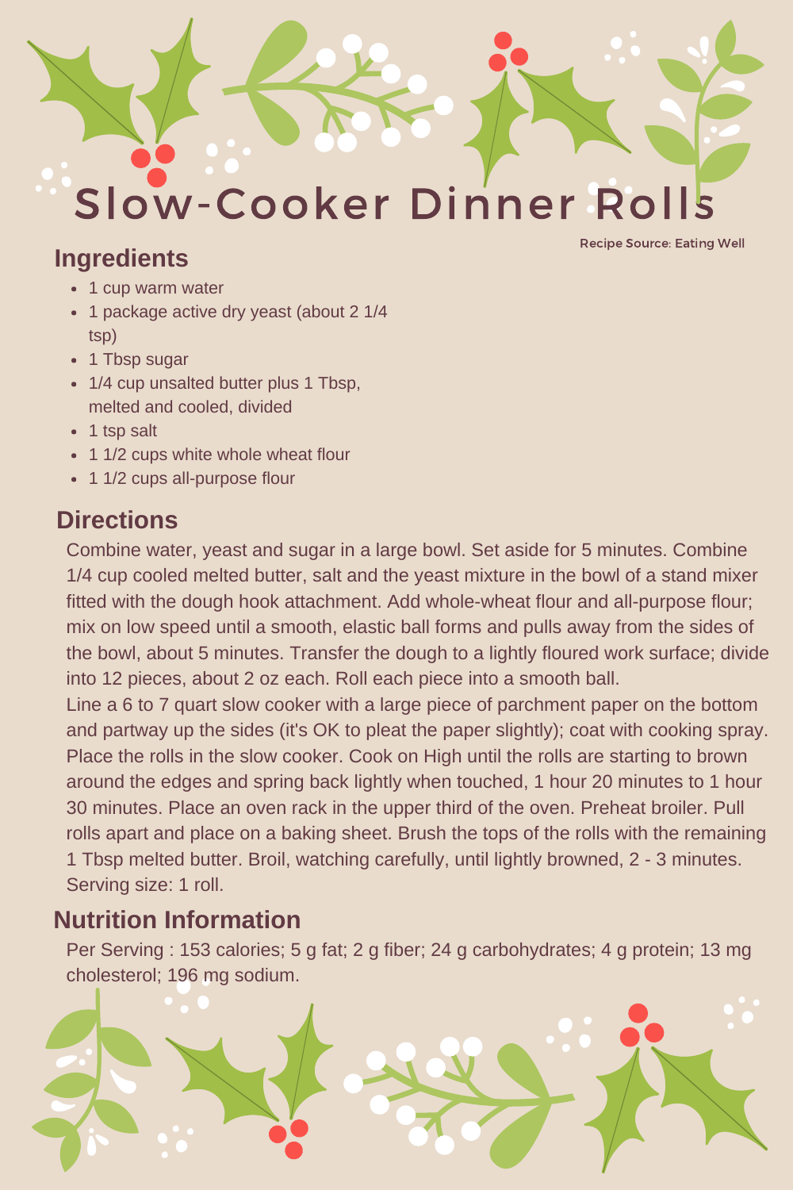# Slow-Cooker Dinner Rolls

Recipe Source: Eating Well

## Ingredients

- 1 cup warm water
- 1 package active dry yeast (about 2 1/4 tsp)
- 1 Tbsp sugar
- 1/4 cup unsalted butter plus 1 Tbsp, melted and cooled, divided
- 1 tsp salt
- 1 1/2 cups white whole wheat flour
- 1 1/2 cups all-purpose flour

## Directions

Combine water, yeast and sugar in a large bowl. Set aside for 5 minutes. Combine 1/4 cup cooled melted butter, salt and the yeast mixture in the bowl of a stand mixer fitted with the dough hook attachment. Add whole-wheat flour and all-purpose flour; mix on low speed until a smooth, elastic ball forms and pulls away from the sides of the bowl, about 5 minutes. Transfer the dough to a lightly floured work surface; divide into 12 pieces, about 2 oz each. Roll each piece into a smooth ball.

Line a 6 to 7 quart slow cooker with a large piece of parchment paper on the bottom and partway up the sides (it's OK to pleat the paper slightly); coat with cooking spray. Place the rolls in the slow cooker. Cook on High until the rolls are starting to brown around the edges and spring back lightly when touched, 1 hour 20 minutes to 1 hour 30 minutes. Place an oven rack in the upper third of the oven. Preheat broiler. Pull rolls apart and place on a baking sheet. Brush the tops of the rolls with the remaining 1 Tbsp melted butter. Broil, watching carefully, until lightly browned, 2 - 3 minutes. Serving size: 1 roll.

## Nutrition Information

Per Serving : 153 calories; 5 g fat; 2 g fiber; 24 g carbohydrates; 4 g protein; 13 mg cholesterol; 196 mg sodium.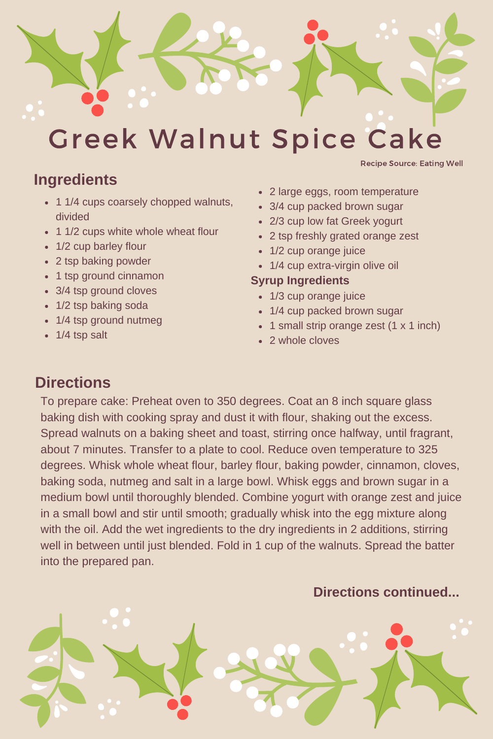# Greek Walnut Spice Cake

Recipe Source: Eating Well

## Ingredients

- 1 1/4 cups coarsely chopped walnuts, divided
- 1 1/2 cups white whole wheat flour
- 1/2 cup barley flour
- 2 tsp baking powder
- 1 tsp ground cinnamon
- 3/4 tsp ground cloves
- 1/2 tsp baking soda
- 1/4 tsp ground nutmeg
- 1/4 tsp salt
- 2 large eggs, room temperature
- 3/4 cup packed brown sugar
- 2/3 cup low fat Greek yogurt
- 2 tsp freshly grated orange zest
- 1/2 cup orange juice
- 1/4 cup extra-virgin olive oil

### Syrup Ingredients

- 1/3 cup orange juice
- 1/4 cup packed brown sugar
- 1 small strip orange zest (1 x 1 inch)
- 2 whole cloves

## Directions

To prepare cake: Preheat oven to 350 degrees. Coat an 8 inch square glass baking dish with cooking spray and dust it with flour, shaking out the excess. Spread walnuts on a baking sheet and toast, stirring once halfway, until fragrant, about 7 minutes. Transfer to a plate to cool. Reduce oven temperature to 325 degrees. Whisk whole wheat flour, barley flour, baking powder, cinnamon, cloves, baking soda, nutmeg and salt in a large bowl. Whisk eggs and brown sugar in a medium bowl until thoroughly blended. Combine yogurt with orange zest and juice in a small bowl and stir until smooth; gradually whisk into the egg mixture along with the oil. Add the wet ingredients to the dry ingredients in 2 additions, stirring well in between until just blended. Fold in 1 cup of the walnuts. Spread the batter into the prepared pan.

**Directions continued...**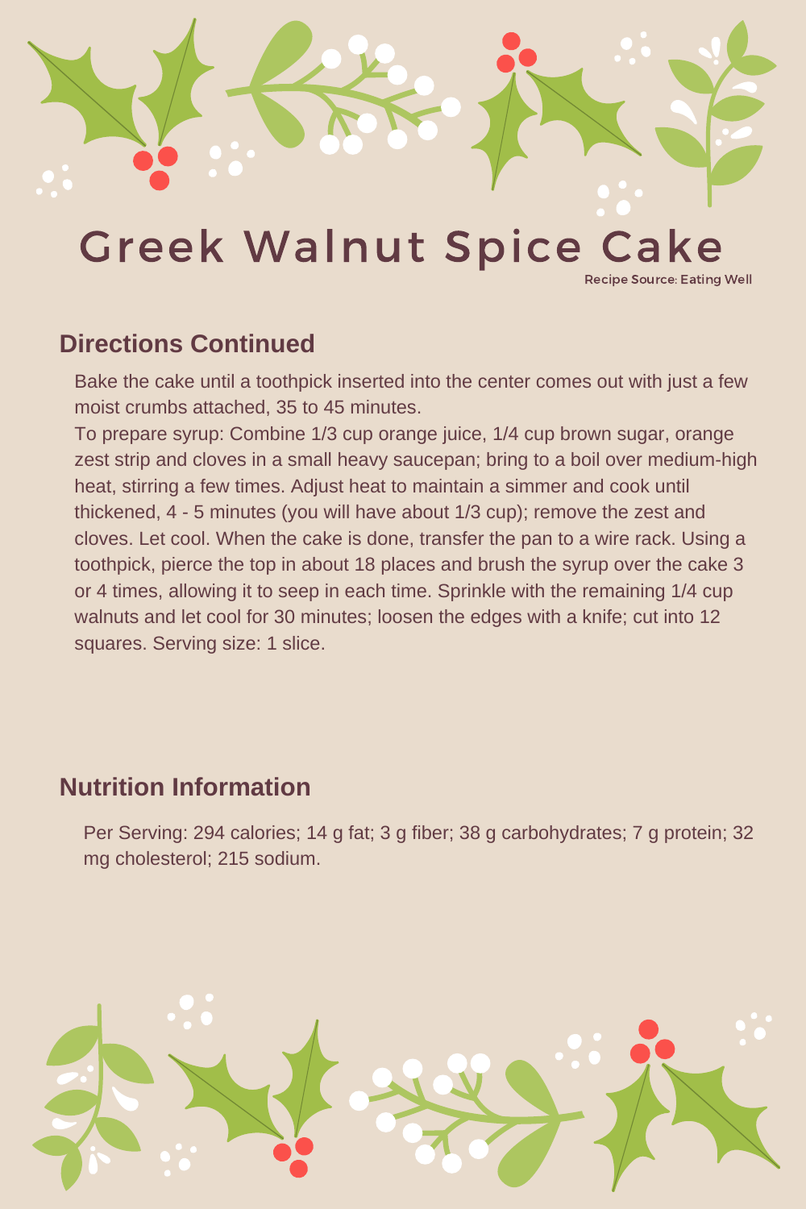# Greek Walnut Spice Cake

Recipe Source: Eating Well

## Directions Continued

Bake the cake until a toothpick inserted into the center comes out with just a few moist crumbs attached, 35 to 45 minutes.
To prepare syrup: Combine 1/3 cup orange juice, 1/4 cup brown sugar, orange zest strip and cloves in a small heavy saucepan; bring to a boil over medium-high heat, stirring a few times. Adjust heat to maintain a simmer and cook until thickened, 4 - 5 minutes (you will have about 1/3 cup); remove the zest and cloves. Let cool. When the cake is done, transfer the pan to a wire rack. Using a toothpick, pierce the top in about 18 places and brush the syrup over the cake 3 or 4 times, allowing it to seep in each time. Sprinkle with the remaining 1/4 cup walnuts and let cool for 30 minutes; loosen the edges with a knife; cut into 12 squares. Serving size: 1 slice.

## Nutrition Information

Per Serving: 294 calories; 14 g fat; 3 g fiber; 38 g carbohydrates; 7 g protein; 32 mg cholesterol; 215 sodium.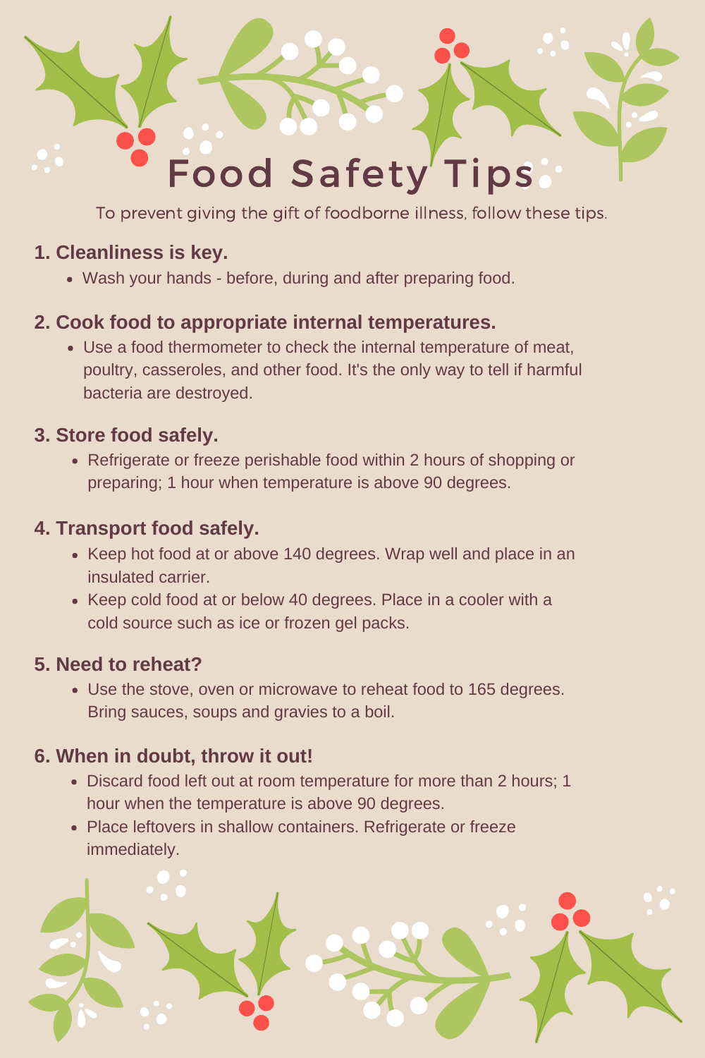# Food Safety Tips

To prevent giving the gift of foodborne illness, follow these tips.

### 1. Cleanliness is key.

- Wash your hands - before, during and after preparing food.

### 2. Cook food to appropriate internal temperatures.

- Use a food thermometer to check the internal temperature of meat, poultry, casseroles, and other food. It's the only way to tell if harmful bacteria are destroyed.

### 3. Store food safely.

- Refrigerate or freeze perishable food within 2 hours of shopping or preparing; 1 hour when temperature is above 90 degrees.

### 4. Transport food safely.

- Keep hot food at or above 140 degrees. Wrap well and place in an insulated carrier.
- Keep cold food at or below 40 degrees. Place in a cooler with a cold source such as ice or frozen gel packs.

### 5. Need to reheat?

- Use the stove, oven or microwave to reheat food to 165 degrees. Bring sauces, soups and gravies to a boil.

### 6. When in doubt, throw it out!

- Discard food left out at room temperature for more than 2 hours; 1 hour when the temperature is above 90 degrees.
- Place leftovers in shallow containers. Refrigerate or freeze immediately.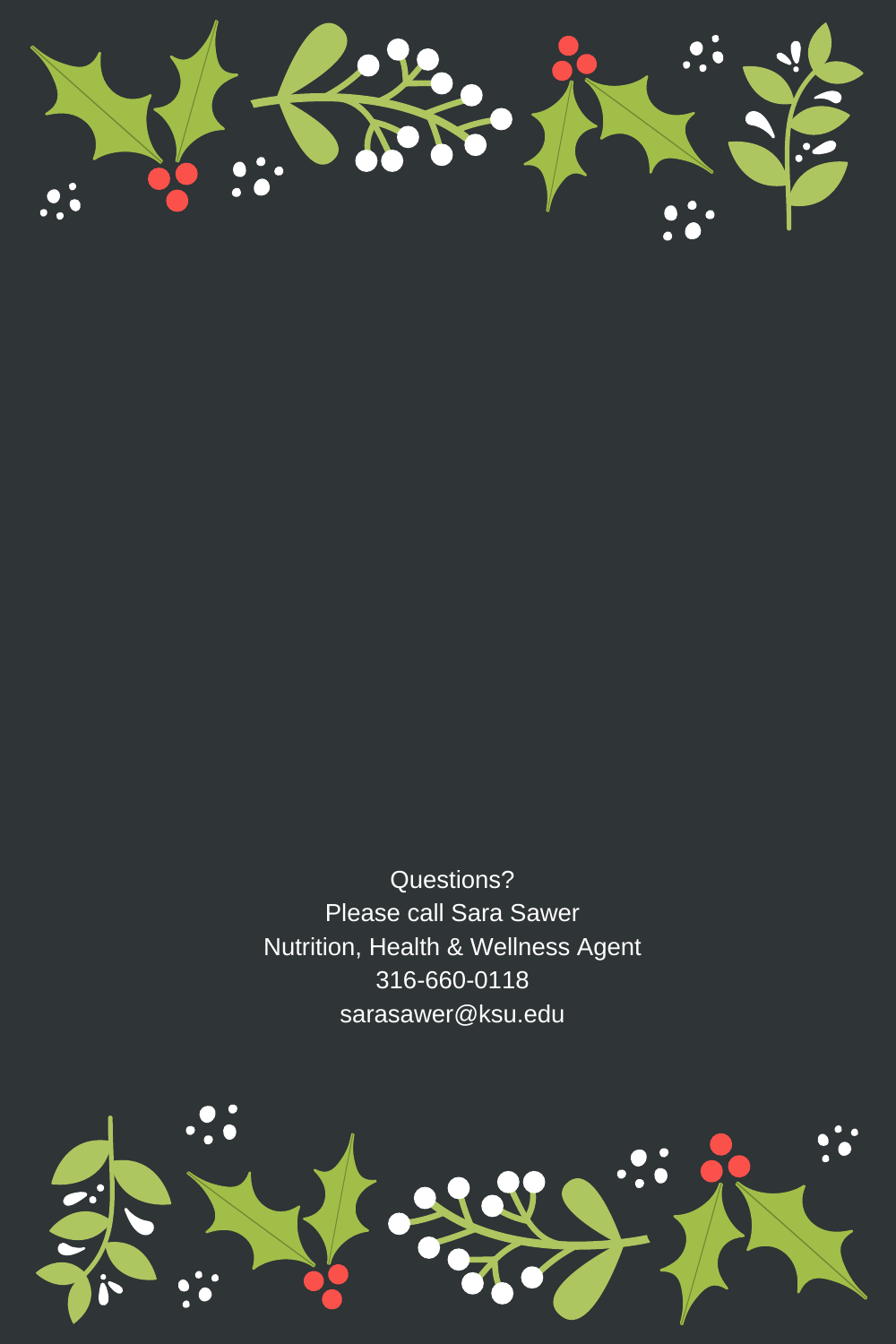Questions?
Please call Sara Sawer
Nutrition, Health & Wellness Agent
316-660-0118
sarasawer@ksu.edu